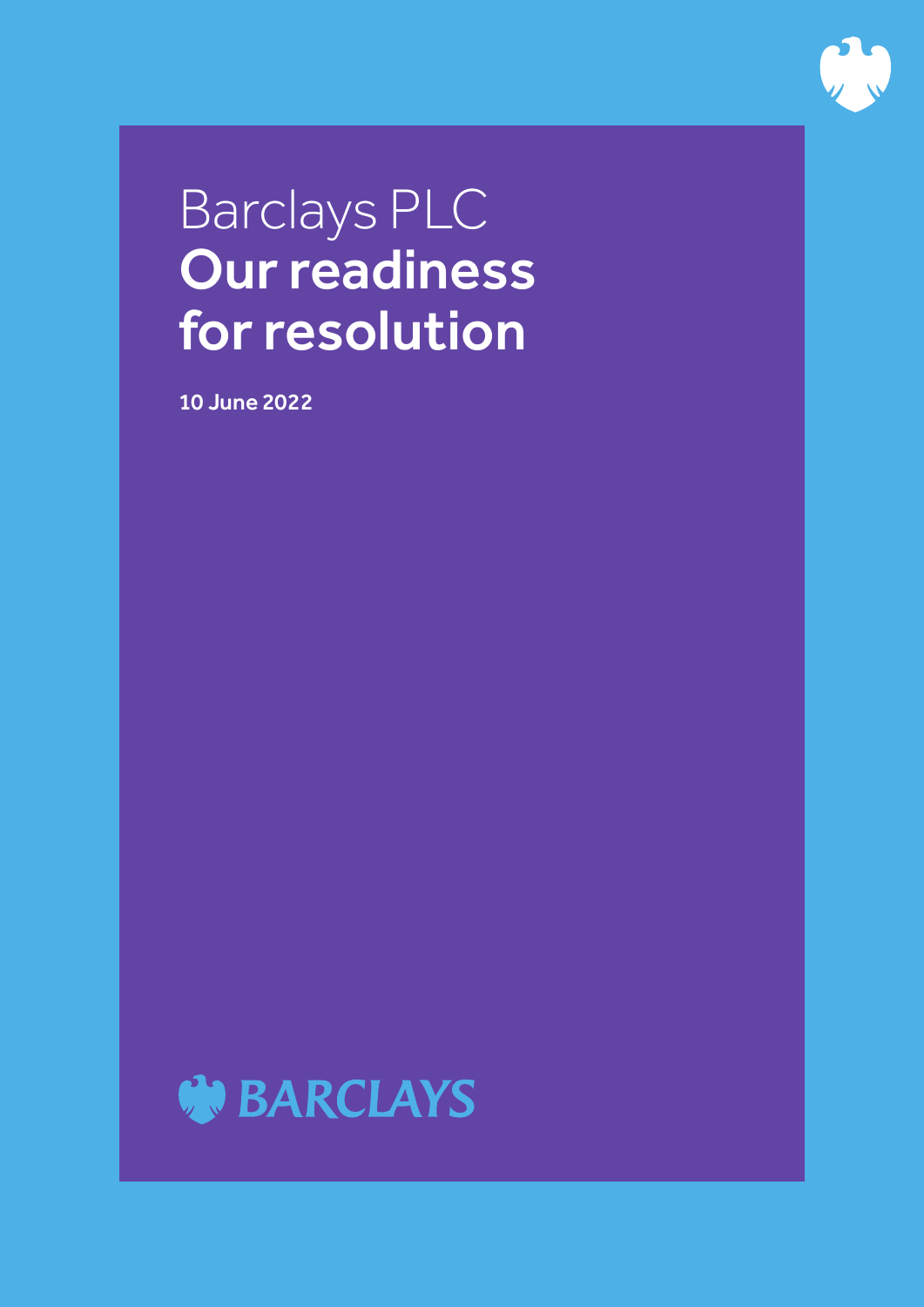# Barclays PLC
# **Our readiness for resolution**

**10 June 2022**

BARCLAYS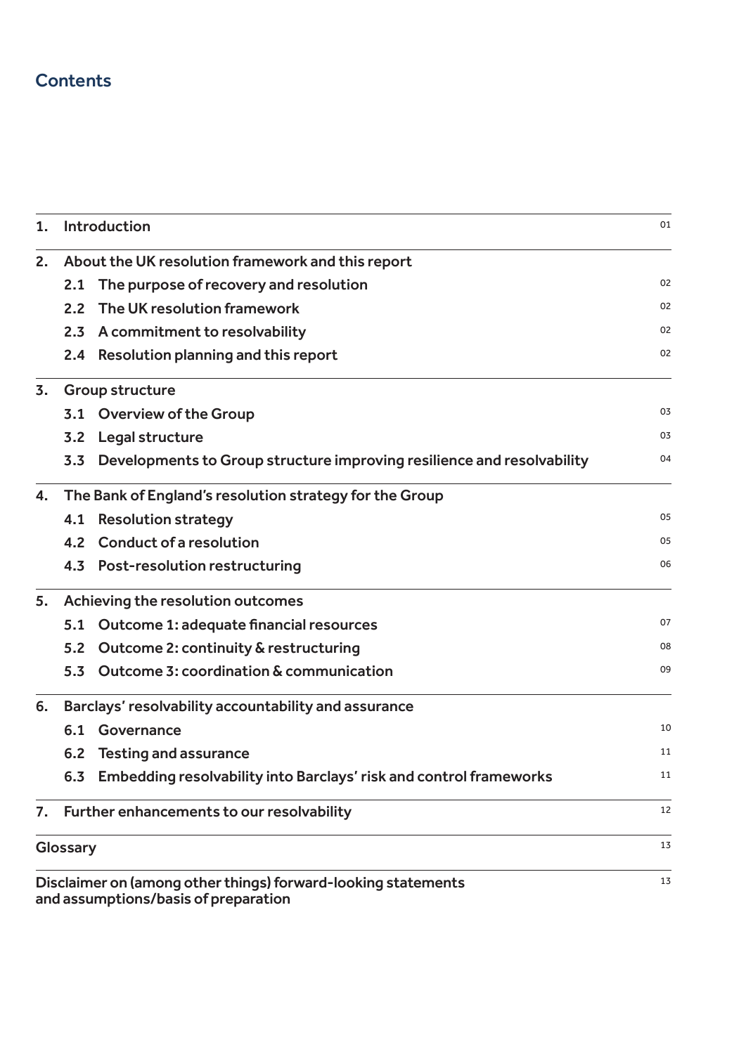## Contents

| | | |
|---|---|---|
| **1.** | **Introduction** | 01 |
| **2.** | **About the UK resolution framework and this report** | |
| | 2.1 The purpose of recovery and resolution | 02 |
| | 2.2 The UK resolution framework | 02 |
| | 2.3 A commitment to resolvability | 02 |
| | 2.4 Resolution planning and this report | 02 |
| **3.** | **Group structure** | |
| | 3.1 Overview of the Group | 03 |
| | 3.2 Legal structure | 03 |
| | 3.3 Developments to Group structure improving resilience and resolvability | 04 |
| **4.** | **The Bank of England's resolution strategy for the Group** | |
| | 4.1 Resolution strategy | 05 |
| | 4.2 Conduct of a resolution | 05 |
| | 4.3 Post-resolution restructuring | 06 |
| **5.** | **Achieving the resolution outcomes** | |
| | 5.1 Outcome 1: adequate financial resources | 07 |
| | 5.2 Outcome 2: continuity & restructuring | 08 |
| | 5.3 Outcome 3: coordination & communication | 09 |
| **6.** | **Barclays' resolvability accountability and assurance** | |
| | 6.1 Governance | 10 |
| | 6.2 Testing and assurance | 11 |
| | 6.3 Embedding resolvability into Barclays' risk and control frameworks | 11 |
| **7.** | **Further enhancements to our resolvability** | 12 |
| | **Glossary** | 13 |
| | **Disclaimer on (among other things) forward-looking statements and assumptions/basis of preparation** | 13 |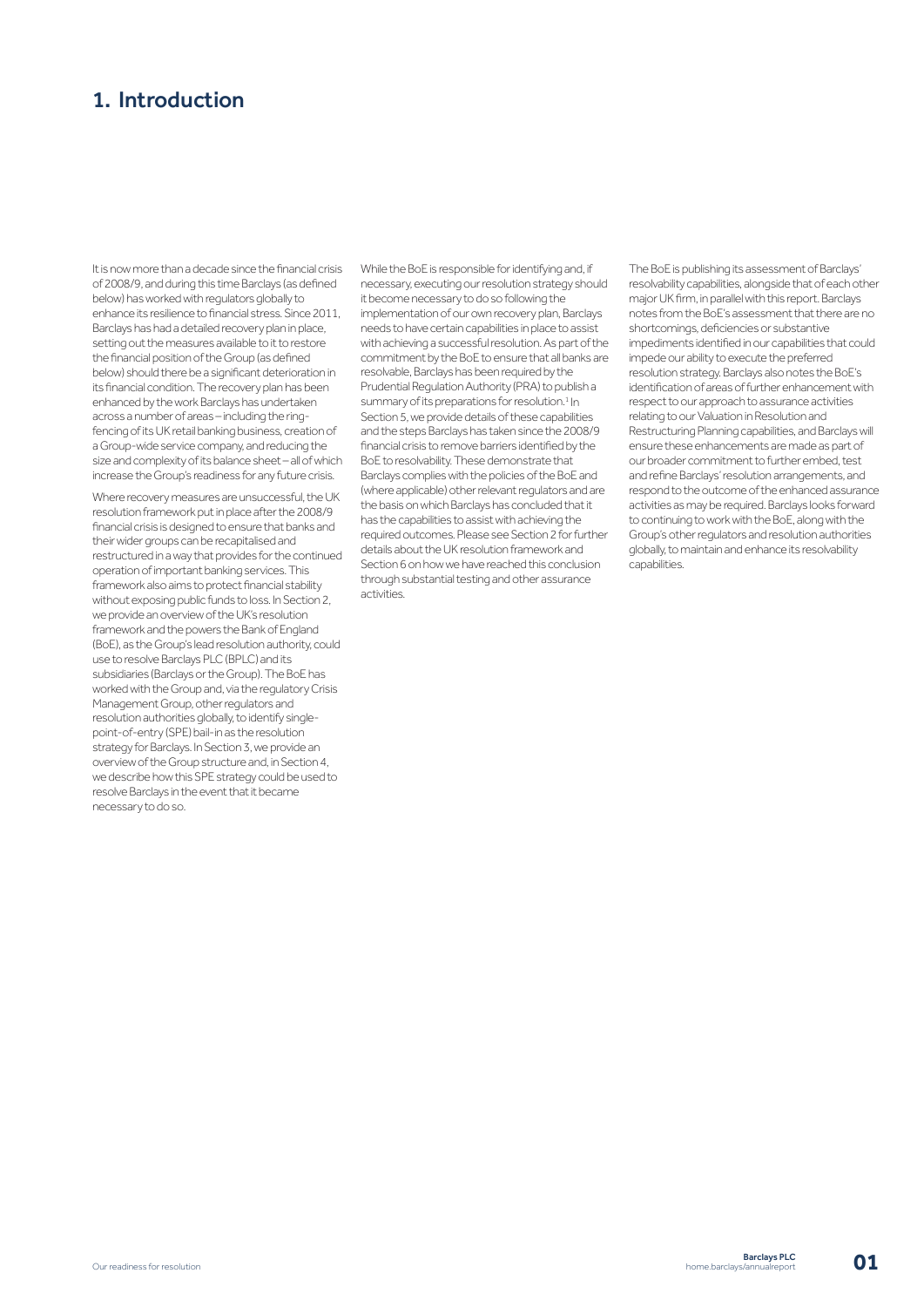# 1. Introduction

It is now more than a decade since the financial crisis of 2008/9, and during this time Barclays (as defined below) has worked with regulators globally to enhance its resilience to financial stress. Since 2011, Barclays has had a detailed recovery plan in place, setting out the measures available to it to restore the financial position of the Group (as defined below) should there be a significant deterioration in its financial condition. The recovery plan has been enhanced by the work Barclays has undertaken across a number of areas – including the ring-fencing of its UK retail banking business, creation of a Group-wide service company, and reducing the size and complexity of its balance sheet – all of which increase the Group's readiness for any future crisis.

Where recovery measures are unsuccessful, the UK resolution framework put in place after the 2008/9 financial crisis is designed to ensure that banks and their wider groups can be recapitalised and restructured in a way that provides for the continued operation of important banking services. This framework also aims to protect financial stability without exposing public funds to loss. In Section 2, we provide an overview of the UK's resolution framework and the powers the Bank of England (BoE), as the Group's lead resolution authority, could use to resolve Barclays PLC (BPLC) and its subsidiaries (Barclays or the Group). The BoE has worked with the Group and, via the regulatory Crisis Management Group, other regulators and resolution authorities globally, to identify single-point-of-entry (SPE) bail-in as the resolution strategy for Barclays. In Section 3, we provide an overview of the Group structure and, in Section 4, we describe how this SPE strategy could be used to resolve Barclays in the event that it became necessary to do so.

While the BoE is responsible for identifying and, if necessary, executing our resolution strategy should it become necessary to do so following the implementation of our own recovery plan, Barclays needs to have certain capabilities in place to assist with achieving a successful resolution. As part of the commitment by the BoE to ensure that all banks are resolvable, Barclays has been required by the Prudential Regulation Authority (PRA) to publish a summary of its preparations for resolution.[1] In Section 5, we provide details of these capabilities and the steps Barclays has taken since the 2008/9 financial crisis to remove barriers identified by the BoE to resolvability. These demonstrate that Barclays complies with the policies of the BoE and (where applicable) other relevant regulators and are the basis on which Barclays has concluded that it has the capabilities to assist with achieving the required outcomes. Please see Section 2 for further details about the UK resolution framework and Section 6 on how we have reached this conclusion through substantial testing and other assurance activities.

The BoE is publishing its assessment of Barclays' resolvability capabilities, alongside that of each other major UK firm, in parallel with this report. Barclays notes from the BoE's assessment that there are no shortcomings, deficiencies or substantive impediments identified in our capabilities that could impede our ability to execute the preferred resolution strategy. Barclays also notes the BoE's identification of areas of further enhancement with respect to our approach to assurance activities relating to our Valuation in Resolution and Restructuring Planning capabilities, and Barclays will ensure these enhancements are made as part of our broader commitment to further embed, test and refine Barclays' resolution arrangements, and respond to the outcome of the enhanced assurance activities as may be required. Barclays looks forward to continuing to work with the BoE, along with the Group's other regulators and resolution authorities globally, to maintain and enhance its resolvability capabilities.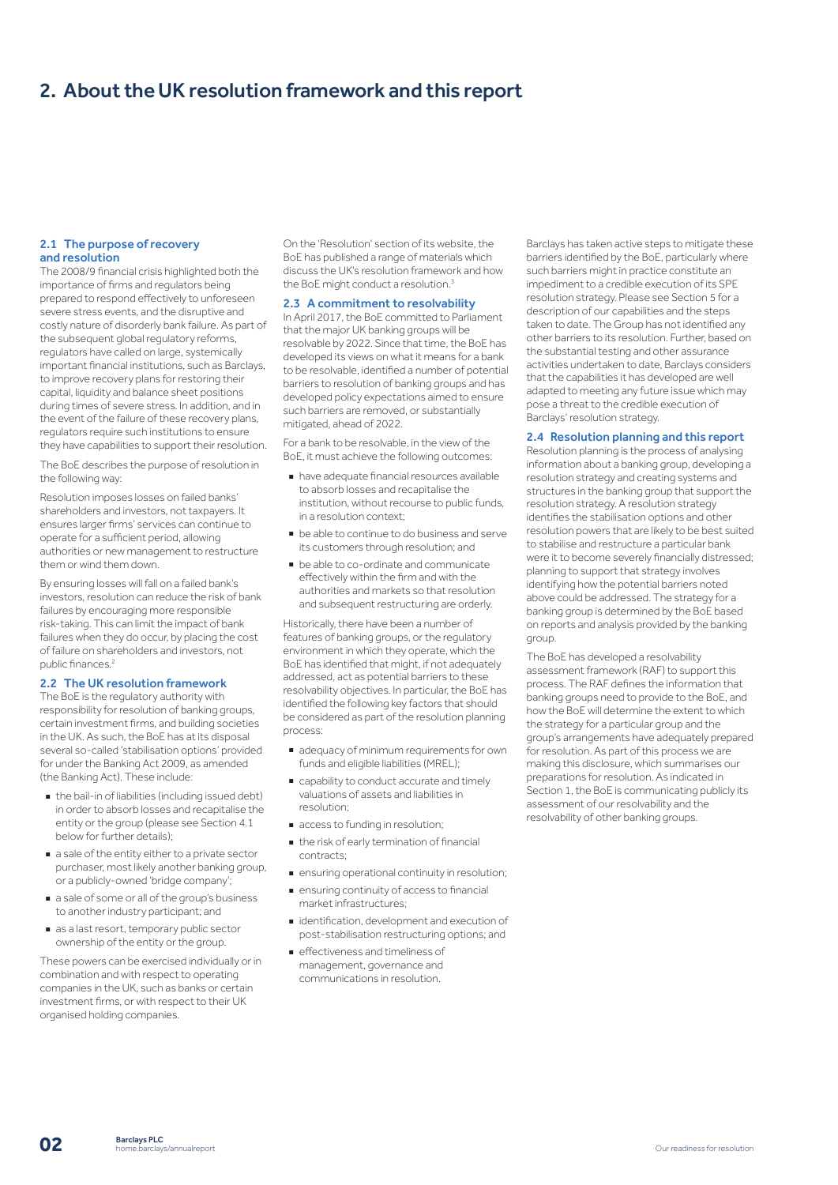# 2. About the UK resolution framework and this report

### 2.1 The purpose of recovery and resolution

The 2008/9 financial crisis highlighted both the importance of firms and regulators being prepared to respond effectively to unforeseen severe stress events, and the disruptive and costly nature of disorderly bank failure. As part of the subsequent global regulatory reforms, regulators have called on large, systemically important financial institutions, such as Barclays, to improve recovery plans for restoring their capital, liquidity and balance sheet positions during times of severe stress. In addition, and in the event of the failure of these recovery plans, regulators require such institutions to ensure they have capabilities to support their resolution.

The BoE describes the purpose of resolution in the following way:

Resolution imposes losses on failed banks' shareholders and investors, not taxpayers. It ensures larger firms' services can continue to operate for a sufficient period, allowing authorities or new management to restructure them or wind them down.

By ensuring losses will fall on a failed bank's investors, resolution can reduce the risk of bank failures by encouraging more responsible risk-taking. This can limit the impact of bank failures when they do occur, by placing the cost of failure on shareholders and investors, not public finances.[2]

### 2.2 The UK resolution framework

The BoE is the regulatory authority with responsibility for resolution of banking groups, certain investment firms, and building societies in the UK. As such, the BoE has at its disposal several so-called 'stabilisation options' provided for under the Banking Act 2009, as amended (the Banking Act). These include:

- the bail-in of liabilities (including issued debt) in order to absorb losses and recapitalise the entity or the group (please see Section 4.1 below for further details);
- a sale of the entity either to a private sector purchaser, most likely another banking group, or a publicly-owned 'bridge company';
- a sale of some or all of the group's business to another industry participant; and
- as a last resort, temporary public sector ownership of the entity or the group.

These powers can be exercised individually or in combination and with respect to operating companies in the UK, such as banks or certain investment firms, or with respect to their UK organised holding companies.

On the 'Resolution' section of its website, the BoE has published a range of materials which discuss the UK's resolution framework and how the BoE might conduct a resolution.[3]

### 2.3 A commitment to resolvability

In April 2017, the BoE committed to Parliament that the major UK banking groups will be resolvable by 2022. Since that time, the BoE has developed its views on what it means for a bank to be resolvable, identified a number of potential barriers to resolution of banking groups and has developed policy expectations aimed to ensure such barriers are removed, or substantially mitigated, ahead of 2022.

For a bank to be resolvable, in the view of the BoE, it must achieve the following outcomes:

- have adequate financial resources available to absorb losses and recapitalise the institution, without recourse to public funds, in a resolution context;
- be able to continue to do business and serve its customers through resolution; and
- be able to co-ordinate and communicate effectively within the firm and with the authorities and markets so that resolution and subsequent restructuring are orderly.

Historically, there have been a number of features of banking groups, or the regulatory environment in which they operate, which the BoE has identified that might, if not adequately addressed, act as potential barriers to these resolvability objectives. In particular, the BoE has identified the following key factors that should be considered as part of the resolution planning process:

- adequacy of minimum requirements for own funds and eligible liabilities (MREL);
- capability to conduct accurate and timely valuations of assets and liabilities in resolution;
- access to funding in resolution;
- the risk of early termination of financial contracts;
- ensuring operational continuity in resolution;
- ensuring continuity of access to financial market infrastructures;
- identification, development and execution of post-stabilisation restructuring options; and
- effectiveness and timeliness of management, governance and communications in resolution.

Barclays has taken active steps to mitigate these barriers identified by the BoE, particularly where such barriers might in practice constitute an impediment to a credible execution of its SPE resolution strategy. Please see Section 5 for a description of our capabilities and the steps taken to date. The Group has not identified any other barriers to its resolution. Further, based on the substantial testing and other assurance activities undertaken to date, Barclays considers that the capabilities it has developed are well adapted to meeting any future issue which may pose a threat to the credible execution of Barclays' resolution strategy.

### 2.4 Resolution planning and this report

Resolution planning is the process of analysing information about a banking group, developing a resolution strategy and creating systems and structures in the banking group that support the resolution strategy. A resolution strategy identifies the stabilisation options and other resolution powers that are likely to be best suited to stabilise and restructure a particular bank were it to become severely financially distressed; planning to support that strategy involves identifying how the potential barriers noted above could be addressed. The strategy for a banking group is determined by the BoE based on reports and analysis provided by the banking group.

The BoE has developed a resolvability assessment framework (RAF) to support this process. The RAF defines the information that banking groups need to provide to the BoE, and how the BoE will determine the extent to which the strategy for a particular group and the group's arrangements have adequately prepared for resolution. As part of this process we are making this disclosure, which summarises our preparations for resolution. As indicated in Section 1, the BoE is communicating publicly its assessment of our resolvability and the resolvability of other banking groups.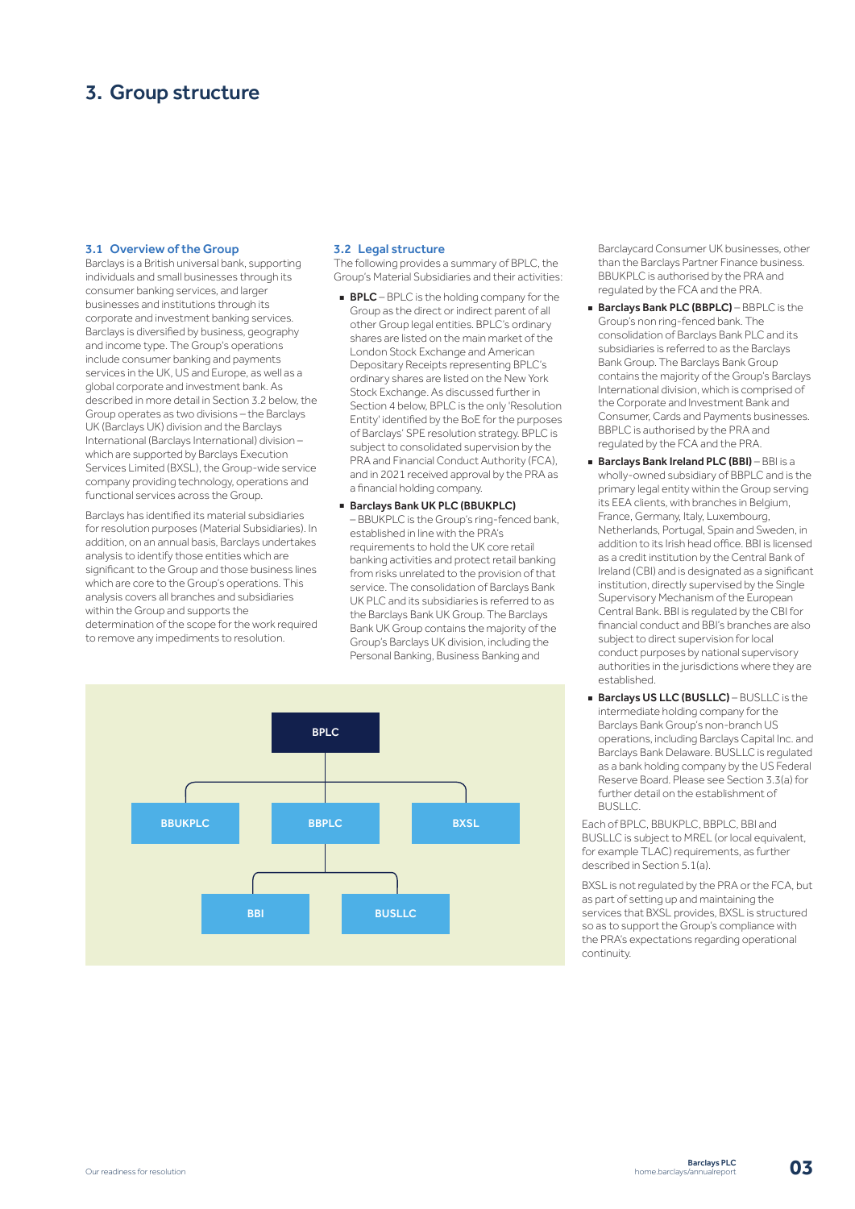# 3. Group structure

## 3.1 Overview of the Group

Barclays is a British universal bank, supporting individuals and small businesses through its consumer banking services, and larger businesses and institutions through its corporate and investment banking services. Barclays is diversified by business, geography and income type. The Group's operations include consumer banking and payments services in the UK, US and Europe, as well as a global corporate and investment bank. As described in more detail in Section 3.2 below, the Group operates as two divisions – the Barclays UK (Barclays UK) division and the Barclays International (Barclays International) division – which are supported by Barclays Execution Services Limited (BXSL), the Group-wide service company providing technology, operations and functional services across the Group.

Barclays has identified its material subsidiaries for resolution purposes (Material Subsidiaries). In addition, on an annual basis, Barclays undertakes analysis to identify those entities which are significant to the Group and those business lines which are core to the Group's operations. This analysis covers all branches and subsidiaries within the Group and supports the determination of the scope for the work required to remove any impediments to resolution.

## 3.2 Legal structure

The following provides a summary of BPLC, the Group's Material Subsidiaries and their activities:

- **BPLC** – BPLC is the holding company for the Group as the direct or indirect parent of all other Group legal entities. BPLC's ordinary shares are listed on the main market of the London Stock Exchange and American Depositary Receipts representing BPLC's ordinary shares are listed on the New York Stock Exchange. As discussed further in Section 4 below, BPLC is the only 'Resolution Entity' identified by the BoE for the purposes of Barclays' SPE resolution strategy. BPLC is subject to consolidated supervision by the PRA and Financial Conduct Authority (FCA), and in 2021 received approval by the PRA as a financial holding company.
- **Barclays Bank UK PLC (BBUKPLC)** – BBUKPLC is the Group's ring-fenced bank, established in line with the PRA's requirements to hold the UK core retail banking activities and protect retail banking from risks unrelated to the provision of that service. The consolidation of Barclays Bank UK PLC and its subsidiaries is referred to as the Barclays Bank UK Group. The Barclays Bank UK Group contains the majority of the Group's Barclays UK division, including the Personal Banking, Business Banking and Barclaycard Consumer UK businesses, other than the Barclays Partner Finance business. BBUKPLC is authorised by the PRA and regulated by the FCA and the PRA.
- **Barclays Bank PLC (BBPLC)** – BBPLC is the Group's non ring-fenced bank. The consolidation of Barclays Bank PLC and its subsidiaries is referred to as the Barclays Bank Group. The Barclays Bank Group contains the majority of the Group's Barclays International division, which is comprised of the Corporate and Investment Bank and Consumer, Cards and Payments businesses. BBPLC is authorised by the PRA and regulated by the FCA and the PRA.
- **Barclays Bank Ireland PLC (BBI)** – BBI is a wholly-owned subsidiary of BBPLC and is the primary legal entity within the Group serving its EEA clients, with branches in Belgium, France, Germany, Italy, Luxembourg, Netherlands, Portugal, Spain and Sweden, in addition to its Irish head office. BBI is licensed as a credit institution by the Central Bank of Ireland (CBI) and is designated as a significant institution, directly supervised by the Single Supervisory Mechanism of the European Central Bank. BBI is regulated by the CBI for financial conduct and BBI's branches are also subject to direct supervision for local conduct purposes by national supervisory authorities in the jurisdictions where they are established.
- **Barclays US LLC (BUSLLC)** – BUSLLC is the intermediate holding company for the Barclays Bank Group's non-branch US operations, including Barclays Capital Inc. and Barclays Bank Delaware. BUSLLC is regulated as a bank holding company by the US Federal Reserve Board. Please see Section 3.3(a) for further detail on the establishment of BUSLLC.

Each of BPLC, BBUKPLC, BBPLC, BBI and BUSLLC is subject to MREL (or local equivalent, for example TLAC) requirements, as further described in Section 5.1(a).

BXSL is not regulated by the PRA or the FCA, but as part of setting up and maintaining the services that BXSL provides, BXSL is structured so as to support the Group's compliance with the PRA's expectations regarding operational continuity.

BPLC
- BBUKPLC
- BBPLC
  - BBI
  - BUSLLC
- BXSL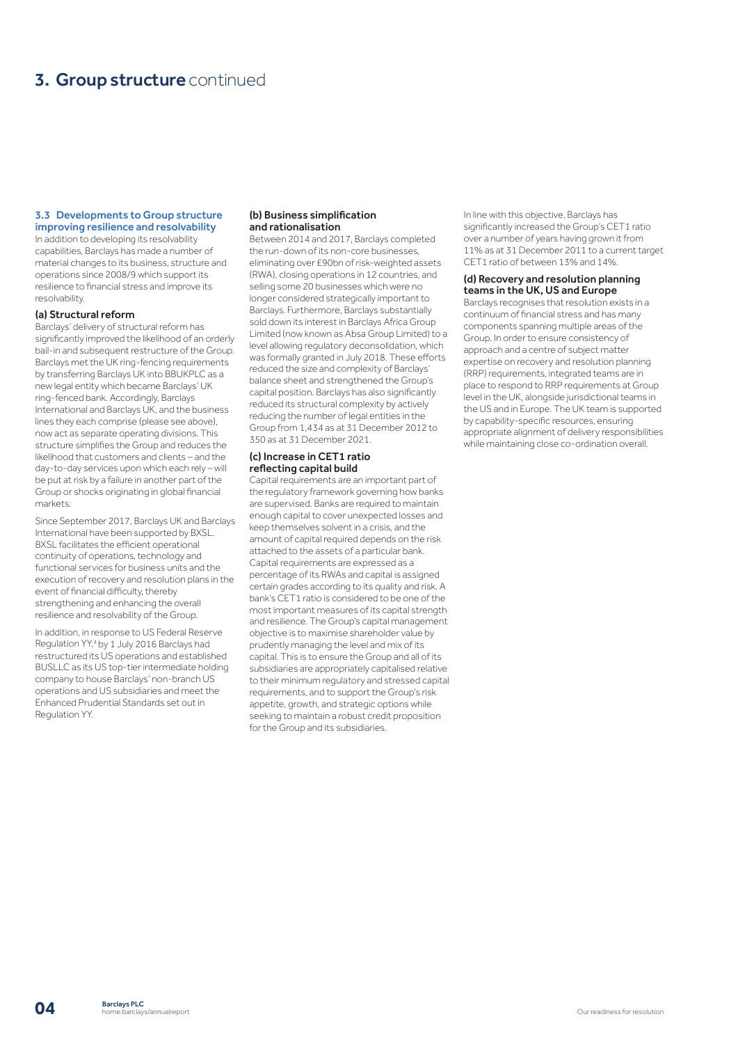# 3. Group structure continued

### 3.3 Developments to Group structure improving resilience and resolvability

In addition to developing its resolvability capabilities, Barclays has made a number of material changes to its business, structure and operations since 2008/9 which support its resilience to financial stress and improve its resolvability.

#### (a) Structural reform

Barclays' delivery of structural reform has significantly improved the likelihood of an orderly bail-in and subsequent restructure of the Group. Barclays met the UK ring-fencing requirements by transferring Barclays UK into BBUKPLC as a new legal entity which became Barclays' UK ring-fenced bank. Accordingly, Barclays International and Barclays UK, and the business lines they each comprise (please see above), now act as separate operating divisions. This structure simplifies the Group and reduces the likelihood that customers and clients – and the day-to-day services upon which each rely – will be put at risk by a failure in another part of the Group or shocks originating in global financial markets.

Since September 2017, Barclays UK and Barclays International have been supported by BXSL. BXSL facilitates the efficient operational continuity of operations, technology and functional services for business units and the execution of recovery and resolution plans in the event of financial difficulty, thereby strengthening and enhancing the overall resilience and resolvability of the Group.

In addition, in response to US Federal Reserve Regulation YY,[4] by 1 July 2016 Barclays had restructured its US operations and established BUSLLC as its US top-tier intermediate holding company to house Barclays' non-branch US operations and US subsidiaries and meet the Enhanced Prudential Standards set out in Regulation YY.

#### (b) Business simplification and rationalisation

Between 2014 and 2017, Barclays completed the run-down of its non-core businesses, eliminating over £90bn of risk-weighted assets (RWA), closing operations in 12 countries, and selling some 20 businesses which were no longer considered strategically important to Barclays. Furthermore, Barclays substantially sold down its interest in Barclays Africa Group Limited (now known as Absa Group Limited) to a level allowing regulatory deconsolidation, which was formally granted in July 2018. These efforts reduced the size and complexity of Barclays' balance sheet and strengthened the Group's capital position. Barclays has also significantly reduced its structural complexity by actively reducing the number of legal entities in the Group from 1,434 as at 31 December 2012 to 350 as at 31 December 2021.

#### (c) Increase in CET1 ratio reflecting capital build

Capital requirements are an important part of the regulatory framework governing how banks are supervised. Banks are required to maintain enough capital to cover unexpected losses and keep themselves solvent in a crisis, and the amount of capital required depends on the risk attached to the assets of a particular bank. Capital requirements are expressed as a percentage of its RWAs and capital is assigned certain grades according to its quality and risk. A bank's CET1 ratio is considered to be one of the most important measures of its capital strength and resilience. The Group's capital management objective is to maximise shareholder value by prudently managing the level and mix of its capital. This is to ensure the Group and all of its subsidiaries are appropriately capitalised relative to their minimum regulatory and stressed capital requirements, and to support the Group's risk appetite, growth, and strategic options while seeking to maintain a robust credit proposition for the Group and its subsidiaries.

In line with this objective, Barclays has significantly increased the Group's CET1 ratio over a number of years having grown it from 11% as at 31 December 2011 to a current target CET1 ratio of between 13% and 14%.

#### (d) Recovery and resolution planning teams in the UK, US and Europe

Barclays recognises that resolution exists in a continuum of financial stress and has many components spanning multiple areas of the Group. In order to ensure consistency of approach and a centre of subject matter expertise on recovery and resolution planning (RRP) requirements, integrated teams are in place to respond to RRP requirements at Group level in the UK, alongside jurisdictional teams in the US and in Europe. The UK team is supported by capability-specific resources, ensuring appropriate alignment of delivery responsibilities while maintaining close co-ordination overall.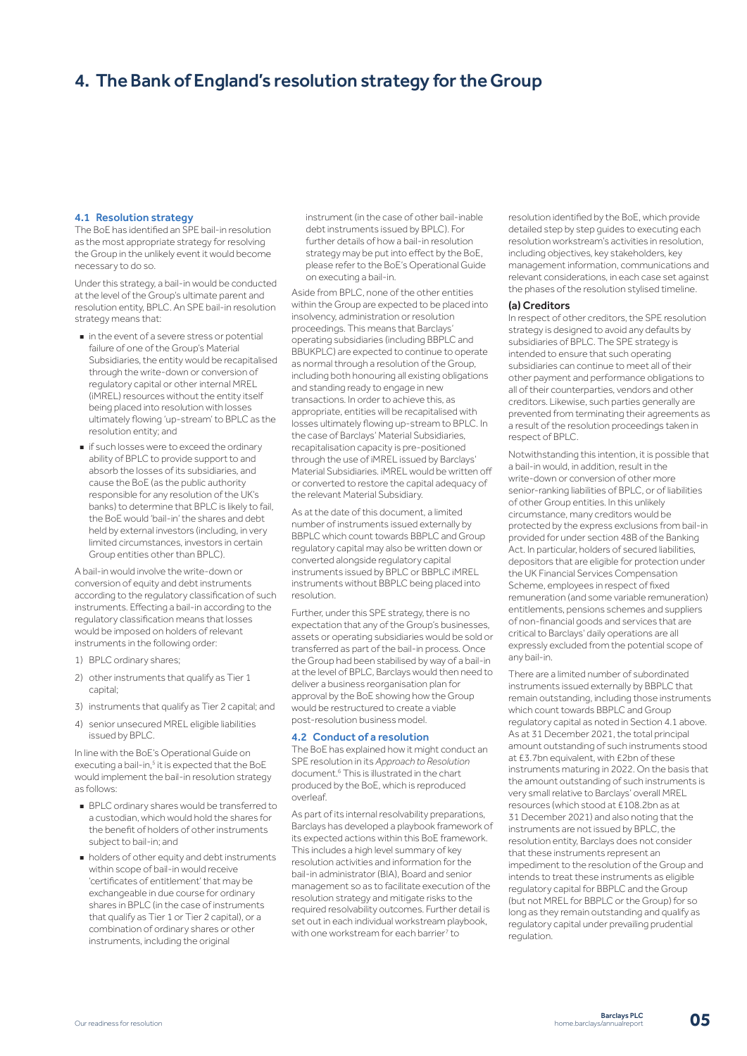# 4. The Bank of England's resolution strategy for the Group

### 4.1 Resolution strategy

The BoE has identified an SPE bail-in resolution as the most appropriate strategy for resolving the Group in the unlikely event it would become necessary to do so.

Under this strategy, a bail-in would be conducted at the level of the Group's ultimate parent and resolution entity, BPLC. An SPE bail-in resolution strategy means that:

- in the event of a severe stress or potential failure of one of the Group's Material Subsidiaries, the entity would be recapitalised through the write-down or conversion of regulatory capital or other internal MREL (iMREL) resources without the entity itself being placed into resolution with losses ultimately flowing 'up-stream' to BPLC as the resolution entity; and
- if such losses were to exceed the ordinary ability of BPLC to provide support to and absorb the losses of its subsidiaries, and cause the BoE (as the public authority responsible for any resolution of the UK's banks) to determine that BPLC is likely to fail, the BoE would 'bail-in' the shares and debt held by external investors (including, in very limited circumstances, investors in certain Group entities other than BPLC).

A bail-in would involve the write-down or conversion of equity and debt instruments according to the regulatory classification of such instruments. Effecting a bail-in according to the regulatory classification means that losses would be imposed on holders of relevant instruments in the following order:

1) BPLC ordinary shares;
2) other instruments that qualify as Tier 1 capital;
3) instruments that qualify as Tier 2 capital; and
4) senior unsecured MREL eligible liabilities issued by BPLC.

In line with the BoE's Operational Guide on executing a bail-in,[5] it is expected that the BoE would implement the bail-in resolution strategy as follows:

- BPLC ordinary shares would be transferred to a custodian, which would hold the shares for the benefit of holders of other instruments subject to bail-in; and
- holders of other equity and debt instruments within scope of bail-in would receive 'certificates of entitlement' that may be exchangeable in due course for ordinary shares in BPLC (in the case of instruments that qualify as Tier 1 or Tier 2 capital), or a combination of ordinary shares or other instruments, including the original instrument (in the case of other bail-inable debt instruments issued by BPLC). For further details of how a bail-in resolution strategy may be put into effect by the BoE, please refer to the BoE's Operational Guide on executing a bail-in.

Aside from BPLC, none of the other entities within the Group are expected to be placed into insolvency, administration or resolution proceedings. This means that Barclays' operating subsidiaries (including BBPLC and BBUKPLC) are expected to continue to operate as normal through a resolution of the Group, including both honouring all existing obligations and standing ready to engage in new transactions. In order to achieve this, as appropriate, entities will be recapitalised with losses ultimately flowing up-stream to BPLC. In the case of Barclays' Material Subsidiaries, recapitalisation capacity is pre-positioned through the use of iMREL issued by Barclays' Material Subsidiaries. iMREL would be written off or converted to restore the capital adequacy of the relevant Material Subsidiary.

As at the date of this document, a limited number of instruments issued externally by BBPLC which count towards BBPLC and Group regulatory capital may also be written down or converted alongside regulatory capital instruments issued by BPLC or BBPLC iMREL instruments without BBPLC being placed into resolution.

Further, under this SPE strategy, there is no expectation that any of the Group's businesses, assets or operating subsidiaries would be sold or transferred as part of the bail-in process. Once the Group had been stabilised by way of a bail-in at the level of BPLC, Barclays would then need to deliver a business reorganisation plan for approval by the BoE showing how the Group would be restructured to create a viable post-resolution business model.

### 4.2 Conduct of a resolution

The BoE has explained how it might conduct an SPE resolution in its *Approach to Resolution* document.[6] This is illustrated in the chart produced by the BoE, which is reproduced overleaf.

As part of its internal resolvability preparations, Barclays has developed a playbook framework of its expected actions within this BoE framework. This includes a high level summary of key resolution activities and information for the bail-in administrator (BIA), Board and senior management so as to facilitate execution of the resolution strategy and mitigate risks to the required resolvability outcomes. Further detail is set out in each individual workstream playbook, with one workstream for each barrier[7] to resolution identified by the BoE, which provide detailed step by step guides to executing each resolution workstream's activities in resolution, including objectives, key stakeholders, key management information, communications and relevant considerations, in each case set against the phases of the resolution stylised timeline.

#### (a) Creditors

In respect of other creditors, the SPE resolution strategy is designed to avoid any defaults by subsidiaries of BPLC. The SPE strategy is intended to ensure that such operating subsidiaries can continue to meet all of their other payment and performance obligations to all of their counterparties, vendors and other creditors. Likewise, such parties generally are prevented from terminating their agreements as a result of the resolution proceedings taken in respect of BPLC.

Notwithstanding this intention, it is possible that a bail-in would, in addition, result in the write-down or conversion of other more senior-ranking liabilities of BPLC, or of liabilities of other Group entities. In this unlikely circumstance, many creditors would be protected by the express exclusions from bail-in provided for under section 48B of the Banking Act. In particular, holders of secured liabilities, depositors that are eligible for protection under the UK Financial Services Compensation Scheme, employees in respect of fixed remuneration (and some variable remuneration) entitlements, pensions schemes and suppliers of non-financial goods and services that are critical to Barclays' daily operations are all expressly excluded from the potential scope of any bail-in.

There are a limited number of subordinated instruments issued externally by BBPLC that remain outstanding, including those instruments which count towards BBPLC and Group regulatory capital as noted in Section 4.1 above. As at 31 December 2021, the total principal amount outstanding of such instruments stood at £3.7bn equivalent, with £2bn of these instruments maturing in 2022. On the basis that the amount outstanding of such instruments is very small relative to Barclays' overall MREL resources (which stood at £108.2bn as at 31 December 2021) and also noting that the instruments are not issued by BPLC, the resolution entity, Barclays does not consider that these instruments represent an impediment to the resolution of the Group and intends to treat these instruments as eligible regulatory capital for BBPLC and the Group (but not MREL for BBPLC or the Group) for so long as they remain outstanding and qualify as regulatory capital under prevailing prudential regulation.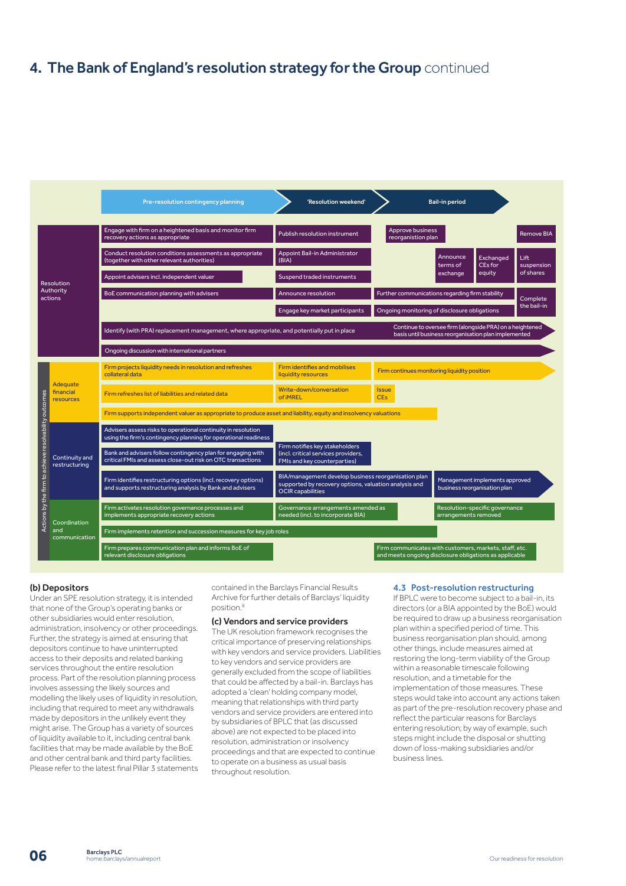# 4. The Bank of England's resolution strategy for the Group continued

| | | Pre-resolution contingency planning | 'Resolution weekend' | Bail-in period |
|---|---|---|---|---|
| Resolution Authority actions | | Engage with firm on a heightened basis and monitor firm recovery actions as appropriate | Publish resolution instrument | Approve business reorganisation plan; Remove BIA |
| | | Conduct resolution conditions assessments as appropriate (together with other relevant authorities) | Appoint Bail-in Administrator (BIA) | Announce terms of exchange; Exchanged CEs for equity; Lift suspension of shares |
| | | Appoint advisers incl. independent valuer | Suspend traded instruments | |
| | | BoE communication planning with advisers | Announce resolution | Further communications regarding firm stability; Complete the bail-in |
| | | | Engage key market participants | Ongoing monitoring of disclosure obligations |
| | | Identify (with PRA) replacement management, where appropriate, and potentially put in place | | Continue to oversee firm (alongside PRA) on a heightened basis until business reorganisation plan implemented |
| | | Ongoing discussion with international partners | | |
| Actions by the firm to achieve resolvability outcomes | Adequate financial resources | Firm projects liquidity needs in resolution and refreshes collateral data | Firm identifies and mobilises liquidity resources | Firm continues monitoring liquidity position |
| | | Firm refreshes list of liabilities and related data | Write-down/conversation of iMREL | Issue CEs |
| | | Firm supports independent valuer as appropriate to produce asset and liability, equity and insolvency valuations | | |
| | Continuity and restructuring | Advisers assess risks to operational continuity in resolution using the firm's contingency planning for operational readiness | | |
| | | Bank and advisers follow contingency plan for engaging with critical FMIs and assess close-out risk on OTC transactions | Firm notifies key stakeholders (incl. critical services providers, FMIs and key counterparties) | |
| | | Firm identifies restructuring options (incl. recovery options) and supports restructuring analysis by Bank and advisers | BIA/management develop business reorganisation plan supported by recovery options, valuation analysis and OCIR capabilities | Management implements approved business reorganisation plan |
| | Coordination and communication | Firm activates resolution governance processes and implements appropriate recovery actions | Governance arrangements amended as needed (incl. to incorporate BIA) | Resolution-specific governance arrangements removed |
| | | Firm implements retention and succession measures for key job roles | | |
| | | Firm prepares communication plan and informs BoE of relevant disclosure obligations | | Firm communicates with customers, markets, staff, etc. and meets ongoing disclosure obligations as applicable |

### (b) Depositors

Under an SPE resolution strategy, it is intended that none of the Group's operating banks or other subsidiaries would enter resolution, administration, insolvency or other proceedings. Further, the strategy is aimed at ensuring that depositors continue to have uninterrupted access to their deposits and related banking services throughout the entire resolution process. Part of the resolution planning process involves assessing the likely sources and modelling the likely uses of liquidity in resolution, including that required to meet any withdrawals made by depositors in the unlikely event they might arise. The Group has a variety of sources of liquidity available to it, including central bank facilities that may be made available by the BoE and other central bank and third party facilities. Please refer to the latest final Pillar 3 statements contained in the Barclays Financial Results Archive for further details of Barclays' liquidity position.[8]

### (c) Vendors and service providers

The UK resolution framework recognises the critical importance of preserving relationships with key vendors and service providers. Liabilities to key vendors and service providers are generally excluded from the scope of liabilities that could be affected by a bail-in. Barclays has adopted a 'clean' holding company model, meaning that relationships with third party vendors and service providers are entered into by subsidiaries of BPLC that (as discussed above) are not expected to be placed into resolution, administration or insolvency proceedings and that are expected to continue to operate on a business as usual basis throughout resolution.

## 4.3 Post-resolution restructuring

If BPLC were to become subject to a bail-in, its directors (or a BIA appointed by the BoE) would be required to draw up a business reorganisation plan within a specified period of time. This business reorganisation plan should, among other things, include measures aimed at restoring the long-term viability of the Group within a reasonable timescale following resolution, and a timetable for the implementation of those measures. These steps would take into account any actions taken as part of the pre-resolution recovery phase and reflect the particular reasons for Barclays entering resolution; by way of example, such steps might include the disposal or shutting down of loss-making subsidiaries and/or business lines.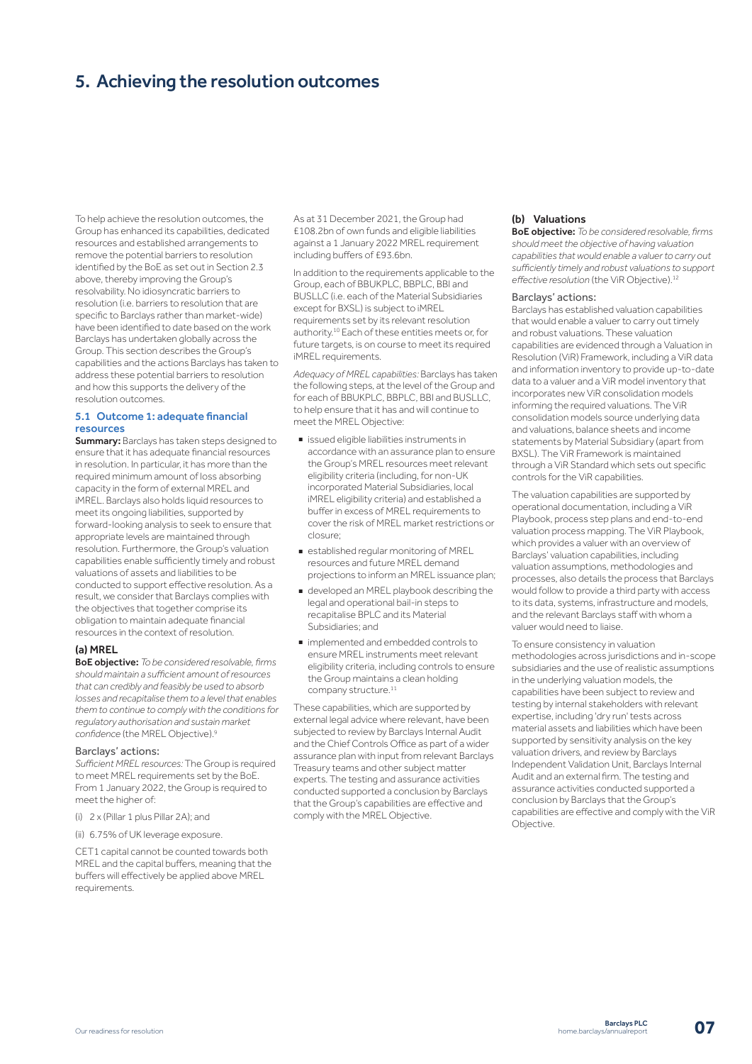# 5. Achieving the resolution outcomes

To help achieve the resolution outcomes, the Group has enhanced its capabilities, dedicated resources and established arrangements to remove the potential barriers to resolution identified by the BoE as set out in Section 2.3 above, thereby improving the Group's resolvability. No idiosyncratic barriers to resolution (i.e. barriers to resolution that are specific to Barclays rather than market-wide) have been identified to date based on the work Barclays has undertaken globally across the Group. This section describes the Group's capabilities and the actions Barclays has taken to address these potential barriers to resolution and how this supports the delivery of the resolution outcomes.

## 5.1 Outcome 1: adequate financial resources

**Summary:** Barclays has taken steps designed to ensure that it has adequate financial resources in resolution. In particular, it has more than the required minimum amount of loss absorbing capacity in the form of external MREL and iMREL. Barclays also holds liquid resources to meet its ongoing liabilities, supported by forward-looking analysis to seek to ensure that appropriate levels are maintained through resolution. Furthermore, the Group's valuation capabilities enable sufficiently timely and robust valuations of assets and liabilities to be conducted to support effective resolution. As a result, we consider that Barclays complies with the objectives that together comprise its obligation to maintain adequate financial resources in the context of resolution.

### (a) MREL

**BoE objective:** *To be considered resolvable, firms should maintain a sufficient amount of resources that can credibly and feasibly be used to absorb losses and recapitalise them to a level that enables them to continue to comply with the conditions for regulatory authorisation and sustain market confidence* (the MREL Objective).[9]

#### Barclays' actions:

*Sufficient MREL resources:* The Group is required to meet MREL requirements set by the BoE. From 1 January 2022, the Group is required to meet the higher of:

(i) 2 x (Pillar 1 plus Pillar 2A); and

(ii) 6.75% of UK leverage exposure.

CET1 capital cannot be counted towards both MREL and the capital buffers, meaning that the buffers will effectively be applied above MREL requirements.

As at 31 December 2021, the Group had £108.2bn of own funds and eligible liabilities against a 1 January 2022 MREL requirement including buffers of £93.6bn.

In addition to the requirements applicable to the Group, each of BBUKPLC, BBPLC, BBI and BUSLLC (i.e. each of the Material Subsidiaries except for BXSL) is subject to iMREL requirements set by its relevant resolution authority.[10] Each of these entities meets or, for future targets, is on course to meet its required iMREL requirements.

*Adequacy of MREL capabilities:* Barclays has taken the following steps, at the level of the Group and for each of BBUKPLC, BBPLC, BBI and BUSLLC, to help ensure that it has and will continue to meet the MREL Objective:

- issued eligible liabilities instruments in accordance with an assurance plan to ensure the Group's MREL resources meet relevant eligibility criteria (including, for non-UK incorporated Material Subsidiaries, local iMREL eligibility criteria) and established a buffer in excess of MREL requirements to cover the risk of MREL market restrictions or closure;
- established regular monitoring of MREL resources and future MREL demand projections to inform an MREL issuance plan;
- developed an MREL playbook describing the legal and operational bail-in steps to recapitalise BPLC and its Material Subsidiaries; and
- implemented and embedded controls to ensure MREL instruments meet relevant eligibility criteria, including controls to ensure the Group maintains a clean holding company structure.[11]

These capabilities, which are supported by external legal advice where relevant, have been subjected to review by Barclays Internal Audit and the Chief Controls Office as part of a wider assurance plan with input from relevant Barclays Treasury teams and other subject matter experts. The testing and assurance activities conducted supported a conclusion by Barclays that the Group's capabilities are effective and comply with the MREL Objective.

### (b) Valuations

**BoE objective:** *To be considered resolvable, firms should meet the objective of having valuation capabilities that would enable a valuer to carry out sufficiently timely and robust valuations to support effective resolution* (the ViR Objective).[12]

#### Barclays' actions:

Barclays has established valuation capabilities that would enable a valuer to carry out timely and robust valuations. These valuation capabilities are evidenced through a Valuation in Resolution (ViR) Framework, including a ViR data and information inventory to provide up-to-date data to a valuer and a ViR model inventory that incorporates new ViR consolidation models informing the required valuations. The ViR consolidation models source underlying data and valuations, balance sheets and income statements by Material Subsidiary (apart from BXSL). The ViR Framework is maintained through a ViR Standard which sets out specific controls for the ViR capabilities.

The valuation capabilities are supported by operational documentation, including a ViR Playbook, process step plans and end-to-end valuation process mapping. The ViR Playbook, which provides a valuer with an overview of Barclays' valuation capabilities, including valuation assumptions, methodologies and processes, also details the process that Barclays would follow to provide a third party with access to its data, systems, infrastructure and models, and the relevant Barclays staff with whom a valuer would need to liaise.

To ensure consistency in valuation methodologies across jurisdictions and in-scope subsidiaries and the use of realistic assumptions in the underlying valuation models, the capabilities have been subject to review and testing by internal stakeholders with relevant expertise, including 'dry run' tests across material assets and liabilities which have been supported by sensitivity analysis on the key valuation drivers, and review by Barclays Independent Validation Unit, Barclays Internal Audit and an external firm. The testing and assurance activities conducted supported a conclusion by Barclays that the Group's capabilities are effective and comply with the ViR Objective.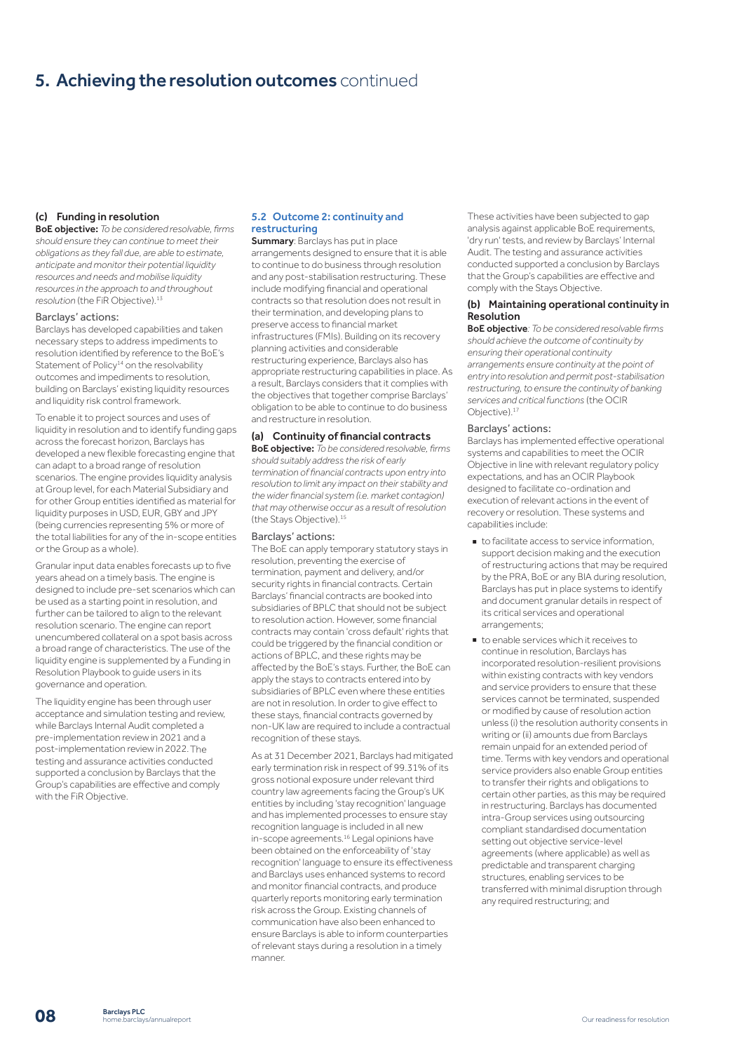# 5. Achieving the resolution outcomes continued

### (c) Funding in resolution

**BoE objective:** *To be considered resolvable, firms should ensure they can continue to meet their obligations as they fall due, are able to estimate, anticipate and monitor their potential liquidity resources and needs and mobilise liquidity resources in the approach to and throughout resolution* (the FiR Objective).[13]

#### Barclays' actions:

Barclays has developed capabilities and taken necessary steps to address impediments to resolution identified by reference to the BoE's Statement of Policy[14] on the resolvability outcomes and impediments to resolution, building on Barclays' existing liquidity resources and liquidity risk control framework.

To enable it to project sources and uses of liquidity in resolution and to identify funding gaps across the forecast horizon, Barclays has developed a new flexible forecasting engine that can adapt to a broad range of resolution scenarios. The engine provides liquidity analysis at Group level, for each Material Subsidiary and for other Group entities identified as material for liquidity purposes in USD, EUR, GBY and JPY (being currencies representing 5% or more of the total liabilities for any of the in-scope entities or the Group as a whole).

Granular input data enables forecasts up to five years ahead on a timely basis. The engine is designed to include pre-set scenarios which can be used as a starting point in resolution, and further can be tailored to align to the relevant resolution scenario. The engine can report unencumbered collateral on a spot basis across a broad range of characteristics. The use of the liquidity engine is supplemented by a Funding in Resolution Playbook to guide users in its governance and operation.

The liquidity engine has been through user acceptance and simulation testing and review, while Barclays Internal Audit completed a pre-implementation review in 2021 and a post-implementation review in 2022. The testing and assurance activities conducted supported a conclusion by Barclays that the Group's capabilities are effective and comply with the FiR Objective.

## 5.2 Outcome 2: continuity and restructuring

**Summary**: Barclays has put in place arrangements designed to ensure that it is able to continue to do business through resolution and any post-stabilisation restructuring. These include modifying financial and operational contracts so that resolution does not result in their termination, and developing plans to preserve access to financial market infrastructures (FMIs). Building on its recovery planning activities and considerable restructuring experience, Barclays also has appropriate restructuring capabilities in place. As a result, Barclays considers that it complies with the objectives that together comprise Barclays' obligation to be able to continue to do business and restructure in resolution.

### (a) Continuity of financial contracts

**BoE objective:** *To be considered resolvable, firms should suitably address the risk of early termination of financial contracts upon entry into resolution to limit any impact on their stability and the wider financial system (i.e. market contagion) that may otherwise occur as a result of resolution* (the Stays Objective).[15]

#### Barclays' actions:

The BoE can apply temporary statutory stays in resolution, preventing the exercise of termination, payment and delivery, and/or security rights in financial contracts. Certain Barclays' financial contracts are booked into subsidiaries of BPLC that should not be subject to resolution action. However, some financial contracts may contain 'cross default' rights that could be triggered by the financial condition or actions of BPLC, and these rights may be affected by the BoE's stays. Further, the BoE can apply the stays to contracts entered into by subsidiaries of BPLC even where these entities are not in resolution. In order to give effect to these stays, financial contracts governed by non-UK law are required to include a contractual recognition of these stays.

As at 31 December 2021, Barclays had mitigated early termination risk in respect of 99.31% of its gross notional exposure under relevant third country law agreements facing the Group's UK entities by including 'stay recognition' language and has implemented processes to ensure stay recognition language is included in all new in-scope agreements.[16] Legal opinions have been obtained on the enforceability of 'stay recognition' language to ensure its effectiveness and Barclays uses enhanced systems to record and monitor financial contracts, and produce quarterly reports monitoring early termination risk across the Group. Existing channels of communication have also been enhanced to ensure Barclays is able to inform counterparties of relevant stays during a resolution in a timely manner.

These activities have been subjected to gap analysis against applicable BoE requirements, 'dry run' tests, and review by Barclays' Internal Audit. The testing and assurance activities conducted supported a conclusion by Barclays that the Group's capabilities are effective and comply with the Stays Objective.

### (b) Maintaining operational continuity in Resolution

**BoE objective***: To be considered resolvable firms should achieve the outcome of continuity by ensuring their operational continuity arrangements ensure continuity at the point of entry into resolution and permit post-stabilisation restructuring, to ensure the continuity of banking services and critical functions* (the OCIR Objective).[17]

#### Barclays' actions:

Barclays has implemented effective operational systems and capabilities to meet the OCIR Objective in line with relevant regulatory policy expectations, and has an OCIR Playbook designed to facilitate co-ordination and execution of relevant actions in the event of recovery or resolution. These systems and capabilities include:

- to facilitate access to service information, support decision making and the execution of restructuring actions that may be required by the PRA, BoE or any BIA during resolution, Barclays has put in place systems to identify and document granular details in respect of its critical services and operational arrangements;
- to enable services which it receives to continue in resolution, Barclays has incorporated resolution-resilient provisions within existing contracts with key vendors and service providers to ensure that these services cannot be terminated, suspended or modified by cause of resolution action unless (i) the resolution authority consents in writing or (ii) amounts due from Barclays remain unpaid for an extended period of time. Terms with key vendors and operational service providers also enable Group entities to transfer their rights and obligations to certain other parties, as this may be required in restructuring. Barclays has documented intra-Group services using outsourcing compliant standardised documentation setting out objective service-level agreements (where applicable) as well as predictable and transparent charging structures, enabling services to be transferred with minimal disruption through any required restructuring; and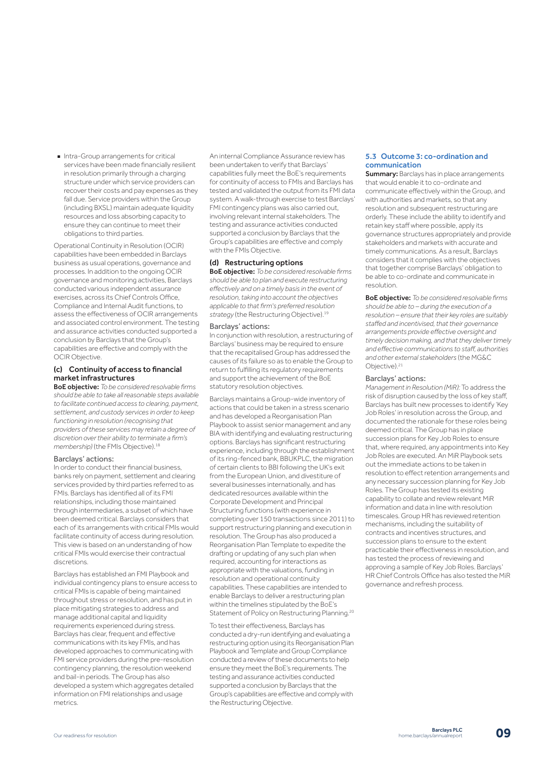- Intra-Group arrangements for critical services have been made financially resilient in resolution primarily through a charging structure under which service providers can recover their costs and pay expenses as they fall due. Service providers within the Group (including BXSL) maintain adequate liquidity resources and loss absorbing capacity to ensure they can continue to meet their obligations to third parties.

Operational Continuity in Resolution (OCIR) capabilities have been embedded in Barclays business as usual operations, governance and processes. In addition to the ongoing OCIR governance and monitoring activities, Barclays conducted various independent assurance exercises, across its Chief Controls Office, Compliance and Internal Audit functions, to assess the effectiveness of OCIR arrangements and associated control environment. The testing and assurance activities conducted supported a conclusion by Barclays that the Group's capabilities are effective and comply with the OCIR Objective.

### (c) Continuity of access to financial market infrastructures

**BoE objective:** *To be considered resolvable firms should be able to take all reasonable steps available to facilitate continued access to clearing, payment, settlement, and custody services in order to keep functioning in resolution (recognising that providers of these services may retain a degree of discretion over their ability to terminate a firm's membership)* (the FMIs Objective).[18]

#### Barclays' actions:

In order to conduct their financial business, banks rely on payment, settlement and clearing services provided by third parties referred to as FMIs. Barclays has identified all of its FMI relationships, including those maintained through intermediaries, a subset of which have been deemed critical. Barclays considers that each of its arrangements with critical FMIs would facilitate continuity of access during resolution. This view is based on an understanding of how critical FMIs would exercise their contractual discretions.

Barclays has established an FMI Playbook and individual contingency plans to ensure access to critical FMIs is capable of being maintained throughout stress or resolution, and has put in place mitigating strategies to address and manage additional capital and liquidity requirements experienced during stress. Barclays has clear, frequent and effective communications with its key FMIs, and has developed approaches to communicating with FMI service providers during the pre-resolution contingency planning, the resolution weekend and bail-in periods. The Group has also developed a system which aggregates detailed information on FMI relationships and usage metrics.

An internal Compliance Assurance review has been undertaken to verify that Barclays' capabilities fully meet the BoE's requirements for continuity of access to FMIs and Barclays has tested and validated the output from its FMI data system. A walk-through exercise to test Barclays' FMI contingency plans was also carried out, involving relevant internal stakeholders. The testing and assurance activities conducted supported a conclusion by Barclays that the Group's capabilities are effective and comply with the FMIs Objective.

### (d) Restructuring options

**BoE objective:** *To be considered resolvable firms should be able to plan and execute restructuring effectively and on a timely basis in the event of resolution, taking into account the objectives applicable to that firm's preferred resolution strategy* (the Restructuring Objective).[19]

#### Barclays' actions:

In conjunction with resolution, a restructuring of Barclays' business may be required to ensure that the recapitalised Group has addressed the causes of its failure so as to enable the Group to return to fulfilling its regulatory requirements and support the achievement of the BoE statutory resolution objectives.

Barclays maintains a Group-wide inventory of actions that could be taken in a stress scenario and has developed a Reorganisation Plan Playbook to assist senior management and any BIA with identifying and evaluating restructuring options. Barclays has significant restructuring experience, including through the establishment of its ring-fenced bank, BBUKPLC, the migration of certain clients to BBI following the UK's exit from the European Union, and divestiture of several businesses internationally, and has dedicated resources available within the Corporate Development and Principal Structuring functions (with experience in completing over 150 transactions since 2011) to support restructuring planning and execution in resolution. The Group has also produced a Reorganisation Plan Template to expedite the drafting or updating of any such plan when required, accounting for interactions as appropriate with the valuations, funding in resolution and operational continuity capabilities. These capabilities are intended to enable Barclays to deliver a restructuring plan within the timelines stipulated by the BoE's Statement of Policy on Restructuring Planning.[20]

To test their effectiveness, Barclays has conducted a dry-run identifying and evaluating a restructuring option using its Reorganisation Plan Playbook and Template and Group Compliance conducted a review of these documents to help ensure they meet the BoE's requirements. The testing and assurance activities conducted supported a conclusion by Barclays that the Group's capabilities are effective and comply with the Restructuring Objective.

## 5.3 Outcome 3: co-ordination and communication

**Summary:** Barclays has in place arrangements that would enable it to co-ordinate and communicate effectively within the Group, and with authorities and markets, so that any resolution and subsequent restructuring are orderly. These include the ability to identify and retain key staff where possible, apply its governance structures appropriately and provide stakeholders and markets with accurate and timely communications. As a result, Barclays considers that it complies with the objectives that together comprise Barclays' obligation to be able to co-ordinate and communicate in resolution.

**BoE objective:** *To be considered resolvable firms should be able to – during the execution of a resolution – ensure that their key roles are suitably staffed and incentivised, that their governance arrangements provide effective oversight and timely decision making, and that they deliver timely and effective communications to staff, authorities and other external stakeholders* (the MG&C Objective).[21]

#### Barclays' actions:

*Management in Resolution (MiR):* To address the risk of disruption caused by the loss of key staff, Barclays has built new processes to identify 'Key Job Roles' in resolution across the Group, and documented the rationale for these roles being deemed critical. The Group has in place succession plans for Key Job Roles to ensure that, where required, any appointments into Key Job Roles are executed. An MiR Playbook sets out the immediate actions to be taken in resolution to effect retention arrangements and any necessary succession planning for Key Job Roles. The Group has tested its existing capability to collate and review relevant MiR information and data in line with resolution timescales. Group HR has reviewed retention mechanisms, including the suitability of contracts and incentives structures, and succession plans to ensure to the extent practicable their effectiveness in resolution, and has tested the process of reviewing and approving a sample of Key Job Roles. Barclays' HR Chief Controls Office has also tested the MiR governance and refresh process.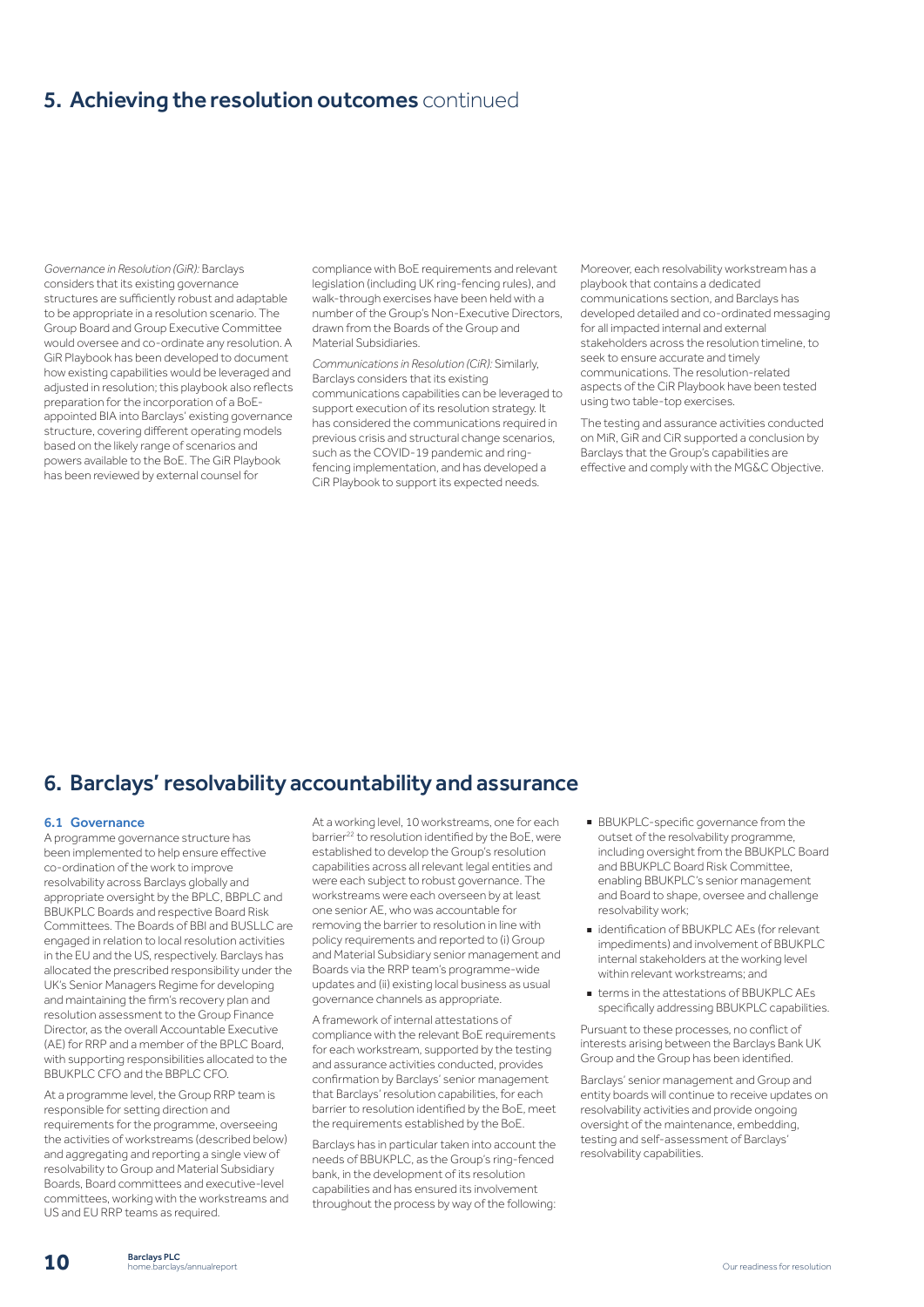## 5. Achieving the resolution outcomes continued

*Governance in Resolution (GiR):* Barclays considers that its existing governance structures are sufficiently robust and adaptable to be appropriate in a resolution scenario. The Group Board and Group Executive Committee would oversee and co-ordinate any resolution. A GiR Playbook has been developed to document how existing capabilities would be leveraged and adjusted in resolution; this playbook also reflects preparation for the incorporation of a BoE-appointed BIA into Barclays' existing governance structure, covering different operating models based on the likely range of scenarios and powers available to the BoE. The GiR Playbook has been reviewed by external counsel for compliance with BoE requirements and relevant legislation (including UK ring-fencing rules), and walk-through exercises have been held with a number of the Group's Non-Executive Directors, drawn from the Boards of the Group and Material Subsidiaries.

*Communications in Resolution (CiR):* Similarly, Barclays considers that its existing communications capabilities can be leveraged to support execution of its resolution strategy. It has considered the communications required in previous crisis and structural change scenarios, such as the COVID-19 pandemic and ring-fencing implementation, and has developed a CiR Playbook to support its expected needs.

Moreover, each resolvability workstream has a playbook that contains a dedicated communications section, and Barclays has developed detailed and co-ordinated messaging for all impacted internal and external stakeholders across the resolution timeline, to seek to ensure accurate and timely communications. The resolution-related aspects of the CiR Playbook have been tested using two table-top exercises.

The testing and assurance activities conducted on MiR, GiR and CiR supported a conclusion by Barclays that the Group's capabilities are effective and comply with the MG&C Objective.

## 6. Barclays' resolvability accountability and assurance

### 6.1 Governance

A programme governance structure has been implemented to help ensure effective co-ordination of the work to improve resolvability across Barclays globally and appropriate oversight by the BPLC, BBPLC and BBUKPLC Boards and respective Board Risk Committees. The Boards of BBI and BUSLLC are engaged in relation to local resolution activities in the EU and the US, respectively. Barclays has allocated the prescribed responsibility under the UK's Senior Managers Regime for developing and maintaining the firm's recovery plan and resolution assessment to the Group Finance Director, as the overall Accountable Executive (AE) for RRP and a member of the BPLC Board, with supporting responsibilities allocated to the BBUKPLC CFO and the BBPLC CFO.

At a programme level, the Group RRP team is responsible for setting direction and requirements for the programme, overseeing the activities of workstreams (described below) and aggregating and reporting a single view of resolvability to Group and Material Subsidiary Boards, Board committees and executive-level committees, working with the workstreams and US and EU RRP teams as required.

At a working level, 10 workstreams, one for each barrier[22] to resolution identified by the BoE, were established to develop the Group's resolution capabilities across all relevant legal entities and were each subject to robust governance. The workstreams were each overseen by at least one senior AE, who was accountable for removing the barrier to resolution in line with policy requirements and reported to (i) Group and Material Subsidiary senior management and Boards via the RRP team's programme-wide updates and (ii) existing local business as usual governance channels as appropriate.

A framework of internal attestations of compliance with the relevant BoE requirements for each workstream, supported by the testing and assurance activities conducted, provides confirmation by Barclays' senior management that Barclays' resolution capabilities, for each barrier to resolution identified by the BoE, meet the requirements established by the BoE.

Barclays has in particular taken into account the needs of BBUKPLC, as the Group's ring-fenced bank, in the development of its resolution capabilities and has ensured its involvement throughout the process by way of the following:

- BBUKPLC-specific governance from the outset of the resolvability programme, including oversight from the BBUKPLC Board and BBUKPLC Board Risk Committee, enabling BBUKPLC's senior management and Board to shape, oversee and challenge resolvability work;
- identification of BBUKPLC AEs (for relevant impediments) and involvement of BBUKPLC internal stakeholders at the working level within relevant workstreams; and
- terms in the attestations of BBUKPLC AEs specifically addressing BBUKPLC capabilities.

Pursuant to these processes, no conflict of interests arising between the Barclays Bank UK Group and the Group has been identified.

Barclays' senior management and Group and entity boards will continue to receive updates on resolvability activities and provide ongoing oversight of the maintenance, embedding, testing and self-assessment of Barclays' resolvability capabilities.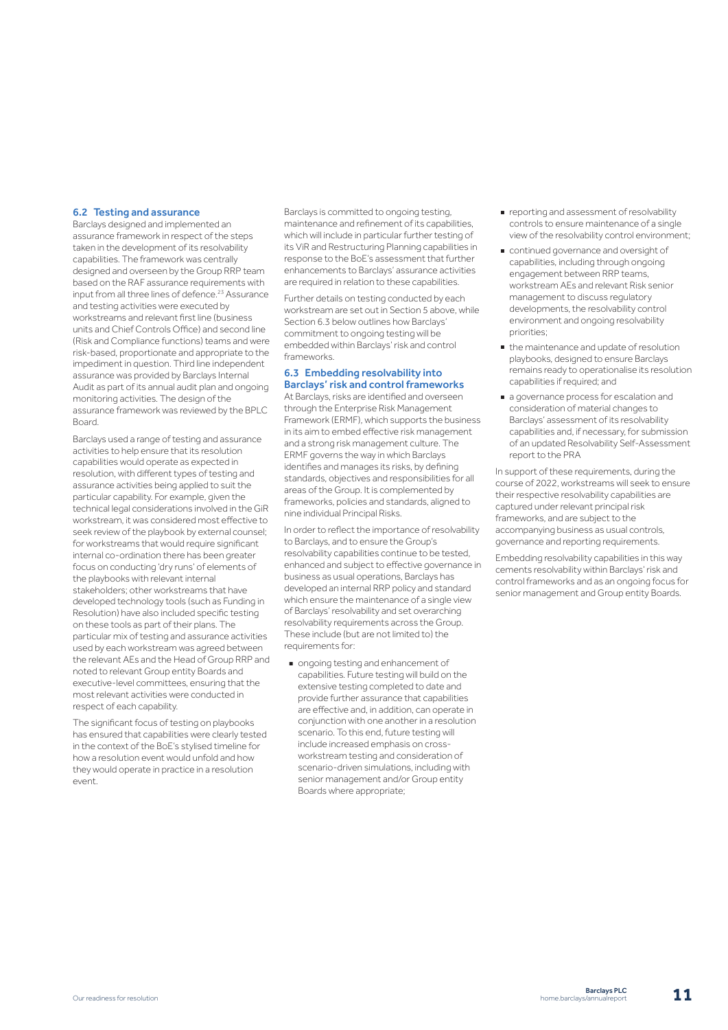### 6.2 Testing and assurance

Barclays designed and implemented an assurance framework in respect of the steps taken in the development of its resolvability capabilities. The framework was centrally designed and overseen by the Group RRP team based on the RAF assurance requirements with input from all three lines of defence.[23] Assurance and testing activities were executed by workstreams and relevant first line (business units and Chief Controls Office) and second line (Risk and Compliance functions) teams and were risk-based, proportionate and appropriate to the impediment in question. Third line independent assurance was provided by Barclays Internal Audit as part of its annual audit plan and ongoing monitoring activities. The design of the assurance framework was reviewed by the BPLC Board.

Barclays used a range of testing and assurance activities to help ensure that its resolution capabilities would operate as expected in resolution, with different types of testing and assurance activities being applied to suit the particular capability. For example, given the technical legal considerations involved in the GiR workstream, it was considered most effective to seek review of the playbook by external counsel; for workstreams that would require significant internal co-ordination there has been greater focus on conducting 'dry runs' of elements of the playbooks with relevant internal stakeholders; other workstreams that have developed technology tools (such as Funding in Resolution) have also included specific testing on these tools as part of their plans. The particular mix of testing and assurance activities used by each workstream was agreed between the relevant AEs and the Head of Group RRP and noted to relevant Group entity Boards and executive-level committees, ensuring that the most relevant activities were conducted in respect of each capability.

The significant focus of testing on playbooks has ensured that capabilities were clearly tested in the context of the BoE's stylised timeline for how a resolution event would unfold and how they would operate in practice in a resolution event.

Barclays is committed to ongoing testing, maintenance and refinement of its capabilities, which will include in particular further testing of its ViR and Restructuring Planning capabilities in response to the BoE's assessment that further enhancements to Barclays' assurance activities are required in relation to these capabilities.

Further details on testing conducted by each workstream are set out in Section 5 above, while Section 6.3 below outlines how Barclays' commitment to ongoing testing will be embedded within Barclays' risk and control frameworks.

### 6.3 Embedding resolvability into Barclays' risk and control frameworks

At Barclays, risks are identified and overseen through the Enterprise Risk Management Framework (ERMF), which supports the business in its aim to embed effective risk management and a strong risk management culture. The ERMF governs the way in which Barclays identifies and manages its risks, by defining standards, objectives and responsibilities for all areas of the Group. It is complemented by frameworks, policies and standards, aligned to nine individual Principal Risks.

In order to reflect the importance of resolvability to Barclays, and to ensure the Group's resolvability capabilities continue to be tested, enhanced and subject to effective governance in business as usual operations, Barclays has developed an internal RRP policy and standard which ensure the maintenance of a single view of Barclays' resolvability and set overarching resolvability requirements across the Group. These include (but are not limited to) the requirements for:

- ongoing testing and enhancement of capabilities. Future testing will build on the extensive testing completed to date and provide further assurance that capabilities are effective and, in addition, can operate in conjunction with one another in a resolution scenario. To this end, future testing will include increased emphasis on cross-workstream testing and consideration of scenario-driven simulations, including with senior management and/or Group entity Boards where appropriate;
- reporting and assessment of resolvability controls to ensure maintenance of a single view of the resolvability control environment;
- continued governance and oversight of capabilities, including through ongoing engagement between RRP teams, workstream AEs and relevant Risk senior management to discuss regulatory developments, the resolvability control environment and ongoing resolvability priorities;
- the maintenance and update of resolution playbooks, designed to ensure Barclays remains ready to operationalise its resolution capabilities if required; and
- a governance process for escalation and consideration of material changes to Barclays' assessment of its resolvability capabilities and, if necessary, for submission of an updated Resolvability Self-Assessment report to the PRA

In support of these requirements, during the course of 2022, workstreams will seek to ensure their respective resolvability capabilities are captured under relevant principal risk frameworks, and are subject to the accompanying business as usual controls, governance and reporting requirements.

Embedding resolvability capabilities in this way cements resolvability within Barclays' risk and control frameworks and as an ongoing focus for senior management and Group entity Boards.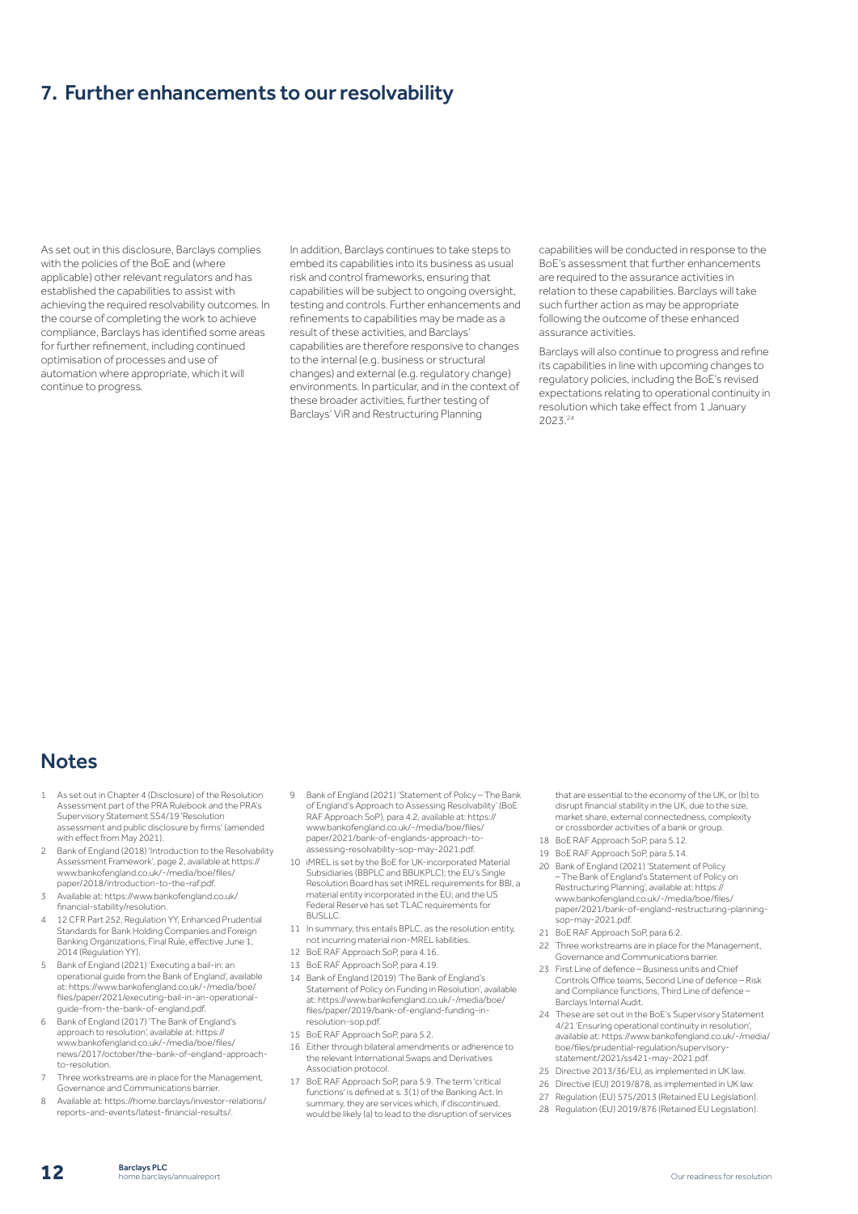## 7. Further enhancements to our resolvability

As set out in this disclosure, Barclays complies with the policies of the BoE and (where applicable) other relevant regulators and has established the capabilities to assist with achieving the required resolvability outcomes. In the course of completing the work to achieve compliance, Barclays has identified some areas for further refinement, including continued optimisation of processes and use of automation where appropriate, which it will continue to progress.

In addition, Barclays continues to take steps to embed its capabilities into its business as usual risk and control frameworks, ensuring that capabilities will be subject to ongoing oversight, testing and controls. Further enhancements and refinements to capabilities may be made as a result of these activities, and Barclays' capabilities are therefore responsive to changes to the internal (e.g. business or structural changes) and external (e.g. regulatory change) environments. In particular, and in the context of these broader activities, further testing of Barclays' ViR and Restructuring Planning capabilities will be conducted in response to the BoE's assessment that further enhancements are required to the assurance activities in relation to these capabilities. Barclays will take such further action as may be appropriate following the outcome of these enhanced assurance activities.

Barclays will also continue to progress and refine its capabilities in line with upcoming changes to regulatory policies, including the BoE's revised expectations relating to operational continuity in resolution which take effect from 1 January 2023.[24]

## Notes

1. As set out in Chapter 4 (Disclosure) of the Resolution Assessment part of the PRA Rulebook and the PRA's Supervisory Statement SS4/19 'Resolution assessment and public disclosure by firms' (amended with effect from May 2021).
2. Bank of England (2018) 'Introduction to the Resolvability Assessment Framework', page 2, available at https://www.bankofengland.co.uk/-/media/boe/files/paper/2018/introduction-to-the-raf.pdf.
3. Available at: https://www.bankofengland.co.uk/financial-stability/resolution.
4. 12 CFR Part 252, Regulation YY, Enhanced Prudential Standards for Bank Holding Companies and Foreign Banking Organizations, Final Rule, effective June 1, 2014 (Regulation YY).
5. Bank of England (2021) 'Executing a bail-in: an operational guide from the Bank of England', available at: https://www.bankofengland.co.uk/-/media/boe/files/paper/2021/executing-bail-in-an-operational-guide-from-the-bank-of-england.pdf.
6. Bank of England (2017) 'The Bank of England's approach to resolution', available at: https://www.bankofengland.co.uk/-/media/boe/files/news/2017/october/the-bank-of-england-approach-to-resolution.
7. Three workstreams are in place for the Management, Governance and Communications barrier.
8. Available at: https://home.barclays/investor-relations/reports-and-events/latest-financial-results/.
9. Bank of England (2021) 'Statement of Policy – The Bank of England's Approach to Assessing Resolvability' (BoE RAF Approach SoP), para 4.2, available at: https://www.bankofengland.co.uk/-/media/boe/files/paper/2021/bank-of-englands-approach-to-assessing-resolvability-sop-may-2021.pdf.
10. iMREL is set by the BoE for UK-incorporated Material Subsidiaries (BBPLC and BBUKPLC); the EU's Single Resolution Board has set iMREL requirements for BBI, a material entity incorporated in the EU; and the US Federal Reserve has set TLAC requirements for BUSLLC.
11. In summary, this entails BPLC, as the resolution entity, not incurring material non-MREL liabilities.
12. BoE RAF Approach SoP, para 4.16.
13. BoE RAF Approach SoP, para 4.19.
14. Bank of England (2019) 'The Bank of England's Statement of Policy on Funding in Resolution', available at: https://www.bankofengland.co.uk/-/media/boe/files/paper/2019/bank-of-england-funding-in-resolution-sop.pdf.
15. BoE RAF Approach SoP, para 5.2.
16. Either through bilateral amendments or adherence to the relevant International Swaps and Derivatives Association protocol.
17. BoE RAF Approach SoP, para 5.9. The term 'critical functions' is defined at s. 3(1) of the Banking Act. In summary, they are services which, if discontinued, would be likely (a) to lead to the disruption of services that are essential to the economy of the UK, or (b) to disrupt financial stability in the UK, due to the size, market share, external connectedness, complexity or crossborder activities of a bank or group.
18. BoE RAF Approach SoP, para 5.12.
19. BoE RAF Approach SoP, para 5.14.
20. Bank of England (2021) 'Statement of Policy – The Bank of England's Statement of Policy on Restructuring Planning', available at: https://www.bankofengland.co.uk/-/media/boe/files/paper/2021/bank-of-england-restructuring-planning-sop-may-2021.pdf.
21. BoE RAF Approach SoP, para 6.2.
22. Three workstreams are in place for the Management, Governance and Communications barrier.
23. First Line of defence – Business units and Chief Controls Office teams, Second Line of defence – Risk and Compliance functions, Third Line of defence – Barclays Internal Audit.
24. These are set out in the BoE's Supervisory Statement 4/21 'Ensuring operational continuity in resolution', available at: https://www.bankofengland.co.uk/-/media/boe/files/prudential-regulation/supervisory-statement/2021/ss421-may-2021.pdf.
25. Directive 2013/36/EU, as implemented in UK law.
26. Directive (EU) 2019/878, as implemented in UK law.
27. Regulation (EU) 575/2013 (Retained EU Legislation).
28. Regulation (EU) 2019/876 (Retained EU Legislation).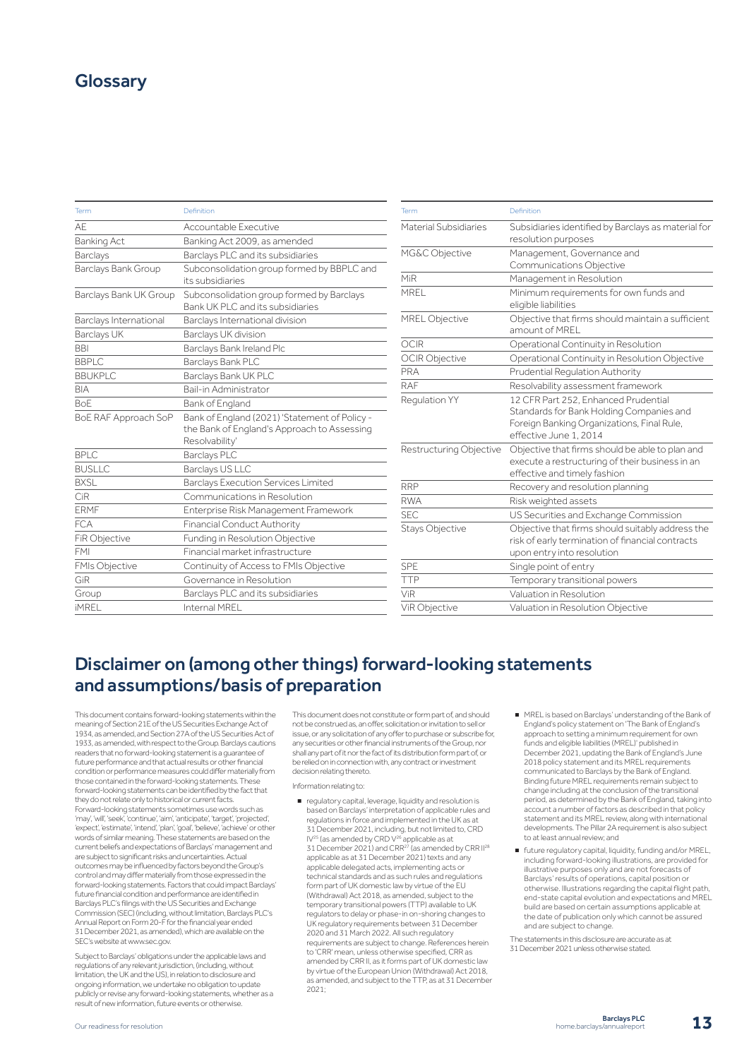## Glossary

| Term | Definition |
|---|---|
| AE | Accountable Executive |
| Banking Act | Banking Act 2009, as amended |
| Barclays | Barclays PLC and its subsidiaries |
| Barclays Bank Group | Subconsolidation group formed by BBPLC and its subsidiaries |
| Barclays Bank UK Group | Subconsolidation group formed by Barclays Bank UK PLC and its subsidiaries |
| Barclays International | Barclays International division |
| Barclays UK | Barclays UK division |
| BBI | Barclays Bank Ireland Plc |
| BBPLC | Barclays Bank PLC |
| BBUKPLC | Barclays Bank UK PLC |
| BIA | Bail-in Administrator |
| BoE | Bank of England |
| BoE RAF Approach SoP | Bank of England (2021) 'Statement of Policy - the Bank of England's Approach to Assessing Resolvability' |
| BPLC | Barclays PLC |
| BUSLLC | Barclays US LLC |
| BXSL | Barclays Execution Services Limited |
| CiR | Communications in Resolution |
| ERMF | Enterprise Risk Management Framework |
| FCA | Financial Conduct Authority |
| FiR Objective | Funding in Resolution Objective |
| FMI | Financial market infrastructure |
| FMIs Objective | Continuity of Access to FMIs Objective |
| GiR | Governance in Resolution |
| Group | Barclays PLC and its subsidiaries |
| iMREL | Internal MREL |
| Material Subsidiaries | Subsidiaries identified by Barclays as material for resolution purposes |
| MG&C Objective | Management, Governance and Communications Objective |
| MiR | Management in Resolution |
| MREL | Minimum requirements for own funds and eligible liabilities |
| MREL Objective | Objective that firms should maintain a sufficient amount of MREL |
| OCIR | Operational Continuity in Resolution |
| OCIR Objective | Operational Continuity in Resolution Objective |
| PRA | Prudential Regulation Authority |
| RAF | Resolvability assessment framework |
| Regulation YY | 12 CFR Part 252, Enhanced Prudential Standards for Bank Holding Companies and Foreign Banking Organizations, Final Rule, effective June 1, 2014 |
| Restructuring Objective | Objective that firms should be able to plan and execute a restructuring of their business in an effective and timely fashion |
| RRP | Recovery and resolution planning |
| RWA | Risk weighted assets |
| SEC | US Securities and Exchange Commission |
| Stays Objective | Objective that firms should suitably address the risk of early termination of financial contracts upon entry into resolution |
| SPE | Single point of entry |
| TTP | Temporary transitional powers |
| ViR | Valuation in Resolution |
| ViR Objective | Valuation in Resolution Objective |

## Disclaimer on (among other things) forward-looking statements and assumptions/basis of preparation

This document contains forward-looking statements within the meaning of Section 21E of the US Securities Exchange Act of 1934, as amended, and Section 27A of the US Securities Act of 1933, as amended, with respect to the Group. Barclays cautions readers that no forward-looking statement is a guarantee of future performance and that actual results or other financial condition or performance measures could differ materially from those contained in the forward-looking statements. These forward-looking statements can be identified by the fact that they do not relate only to historical or current facts. Forward-looking statements sometimes use words such as 'may', 'will', 'seek', 'continue', 'aim', 'anticipate', 'target', 'projected', 'expect', 'estimate', 'intend', 'plan', 'goal', 'believe', 'achieve' or other words of similar meaning. These statements are based on the current beliefs and expectations of Barclays' management and are subject to significant risks and uncertainties. Actual outcomes may be influenced by factors beyond the Group's control and may differ materially from those expressed in the forward-looking statements. Factors that could impact Barclays' future financial condition and performance are identified in Barclays PLC's filings with the US Securities and Exchange Commission (SEC) (including, without limitation, Barclays PLC's Annual Report on Form 20-F for the financial year ended 31 December 2021, as amended), which are available on the SEC's website at www.sec.gov.

Subject to Barclays' obligations under the applicable laws and regulations of any relevant jurisdiction, (including, without limitation, the UK and the US), in relation to disclosure and ongoing information, we undertake no obligation to update publicly or revise any forward-looking statements, whether as a result of new information, future events or otherwise.

This document does not constitute or form part of, and should not be construed as, an offer, solicitation or invitation to sell or issue, or any solicitation of any offer to purchase or subscribe for, any securities or other financial instruments of the Group, nor shall any part of it nor the fact of its distribution form part of, or be relied on in connection with, any contract or investment decision relating thereto.

Information relating to:

- regulatory capital, leverage, liquidity and resolution is based on Barclays' interpretation of applicable rules and regulations in force and implemented in the UK as at 31 December 2021, including, but not limited to, CRD IV[25] (as amended by CRD V[26] applicable as at 31 December 2021) and CRR[27] (as amended by CRR II[28] applicable as at 31 December 2021) texts and any applicable delegated acts, implementing acts or technical standards and as such rules and regulations form part of UK domestic law by virtue of the EU (Withdrawal) Act 2018, as amended, subject to the temporary transitional powers (TTP) available to UK regulators to delay or phase-in on-shoring changes to UK regulatory requirements between 31 December 2020 and 31 March 2022. All such regulatory requirements are subject to change. References herein to 'CRR' mean, unless otherwise specified, CRR as amended by CRR II, as it forms part of UK domestic law by virtue of the European Union (Withdrawal) Act 2018, as amended, and subject to the TTP, as at 31 December 2021;
- MREL is based on Barclays' understanding of the Bank of England's policy statement on 'The Bank of England's approach to setting a minimum requirement for own funds and eligible liabilities (MREL)' published in December 2021, updating the Bank of England's June 2018 policy statement and its MREL requirements communicated to Barclays by the Bank of England. Binding future MREL requirements remain subject to change including at the conclusion of the transitional period, as determined by the Bank of England, taking into account a number of factors as described in that policy statement and its MREL review, along with international developments. The Pillar 2A requirement is also subject to at least annual review; and
- future regulatory capital, liquidity, funding and/or MREL, including forward-looking illustrations, are provided for illustrative purposes only and are not forecasts of Barclays' results of operations, capital position or otherwise. Illustrations regarding the capital flight path, end-state capital evolution and expectations and MREL build are based on certain assumptions applicable at the date of publication only which cannot be assured and are subject to change.

The statements in this disclosure are accurate as at 31 December 2021 unless otherwise stated.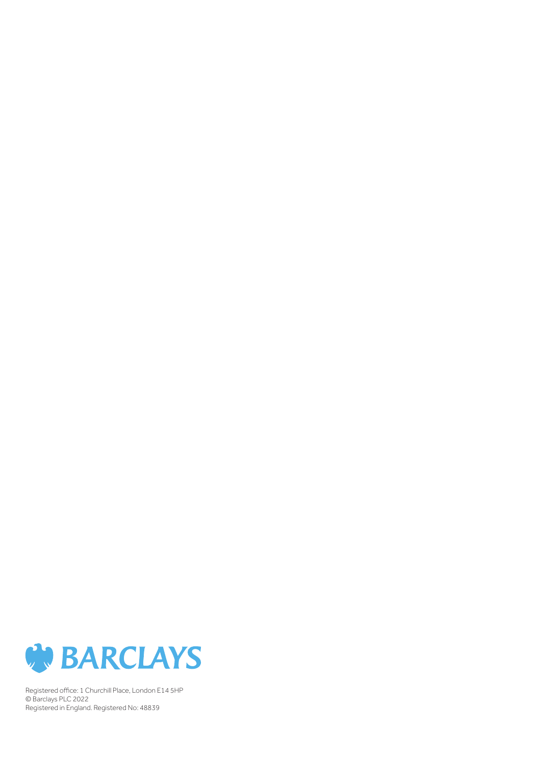BARCLAYS

Registered office: 1 Churchill Place, London E14 5HP
© Barclays PLC 2022
Registered in England. Registered No: 48839